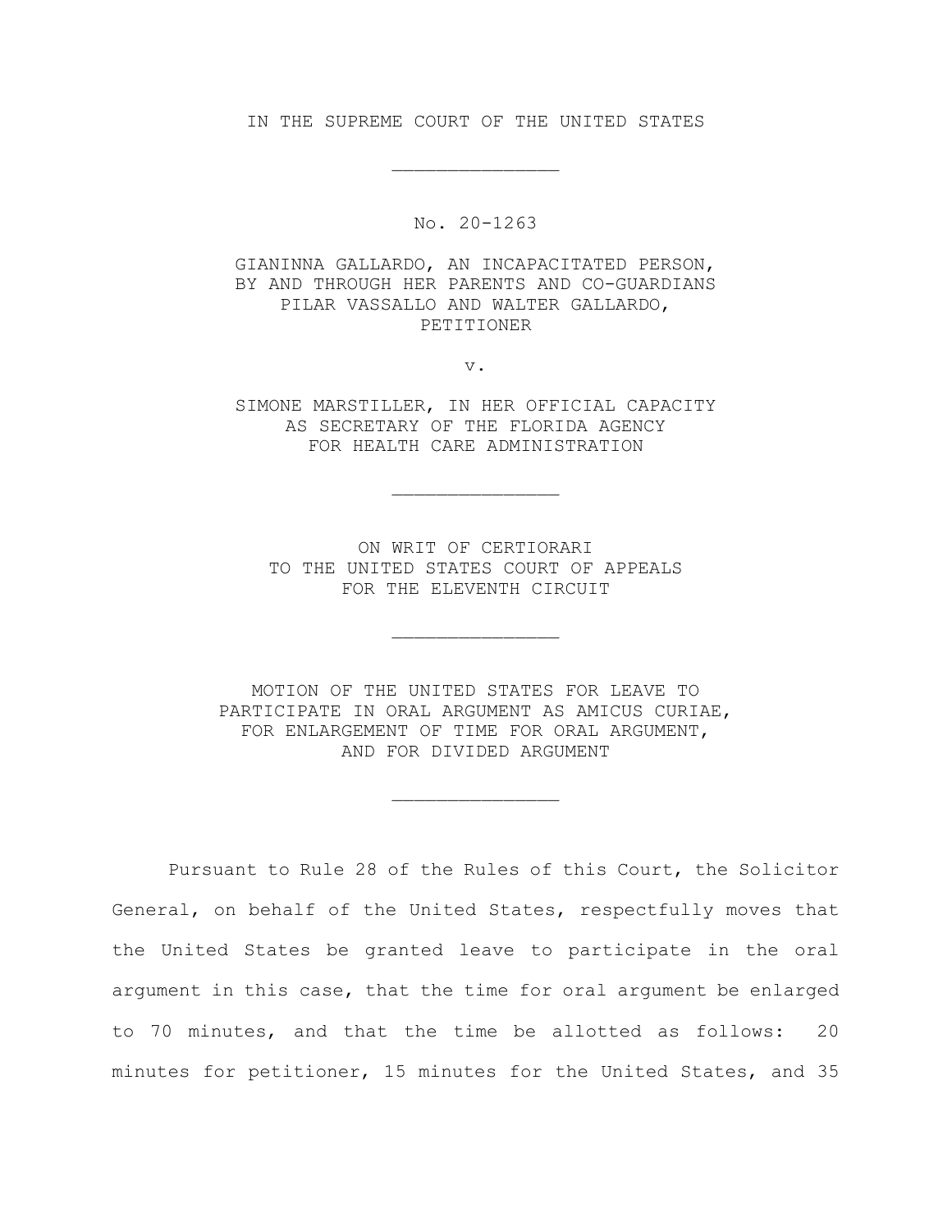IN THE SUPREME COURT OF THE UNITED STATES

---

No. 20-1263

GIANINNA GALLARDO, AN INCAPACITATED PERSON, BY AND THROUGH HER PARENTS AND CO-GUARDIANS PILAR VASSALLO AND WALTER GALLARDO, PETITIONER

v.

SIMONE MARSTILLER, IN HER OFFICIAL CAPACITY AS SECRETARY OF THE FLORIDA AGENCY FOR HEALTH CARE ADMINISTRATION

---

ON WRIT OF CERTIORARI TO THE UNITED STATES COURT OF APPEALS FOR THE ELEVENTH CIRCUIT

---

MOTION OF THE UNITED STATES FOR LEAVE TO PARTICIPATE IN ORAL ARGUMENT AS AMICUS CURIAE, FOR ENLARGEMENT OF TIME FOR ORAL ARGUMENT, AND FOR DIVIDED ARGUMENT

---

Pursuant to Rule 28 of the Rules of this Court, the Solicitor General, on behalf of the United States, respectfully moves that the United States be granted leave to participate in the oral argument in this case, that the time for oral argument be enlarged to 70 minutes, and that the time be allotted as follows: 20 minutes for petitioner, 15 minutes for the United States, and 35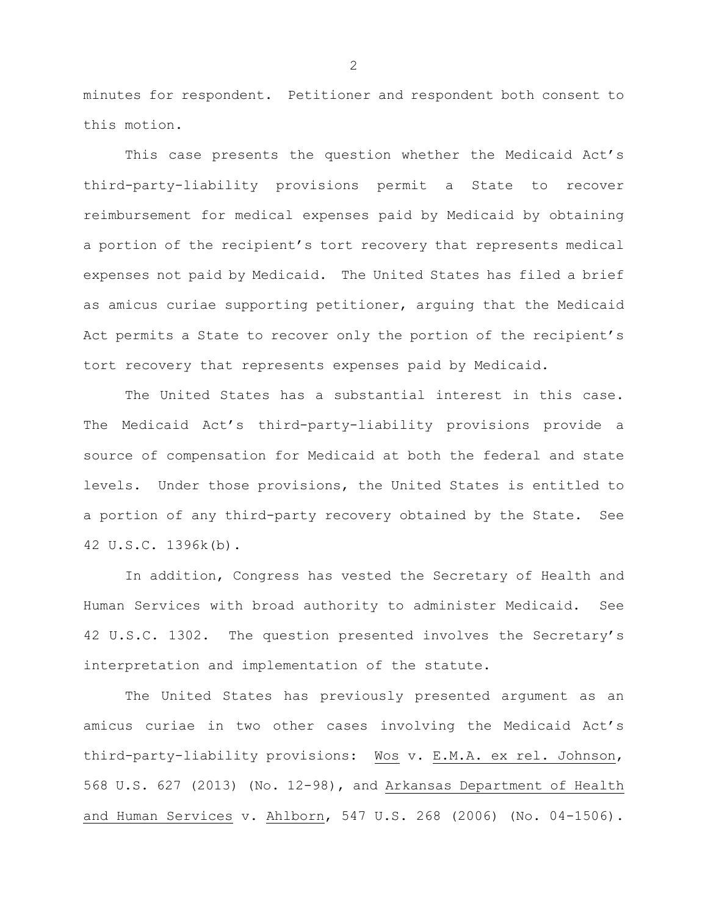minutes for respondent. Petitioner and respondent both consent to this motion.

This case presents the question whether the Medicaid Act's third-party-liability provisions permit a State to recover reimbursement for medical expenses paid by Medicaid by obtaining a portion of the recipient's tort recovery that represents medical expenses not paid by Medicaid. The United States has filed a brief as amicus curiae supporting petitioner, arguing that the Medicaid Act permits a State to recover only the portion of the recipient's tort recovery that represents expenses paid by Medicaid.

The United States has a substantial interest in this case. The Medicaid Act's third-party-liability provisions provide a source of compensation for Medicaid at both the federal and state levels. Under those provisions, the United States is entitled to a portion of any third-party recovery obtained by the State. See 42 U.S.C. 1396k(b).

In addition, Congress has vested the Secretary of Health and Human Services with broad authority to administer Medicaid. See 42 U.S.C. 1302. The question presented involves the Secretary's interpretation and implementation of the statute.

The United States has previously presented argument as an amicus curiae in two other cases involving the Medicaid Act's third-party-liability provisions: <u>Wos</u> v. <u>E.M.A. ex rel. Johnson</u>, 568 U.S. 627 (2013) (No. 12-98), and <u>Arkansas Department of Health and Human Services</u> v. <u>Ahlborn</u>, 547 U.S. 268 (2006) (No. 04-1506).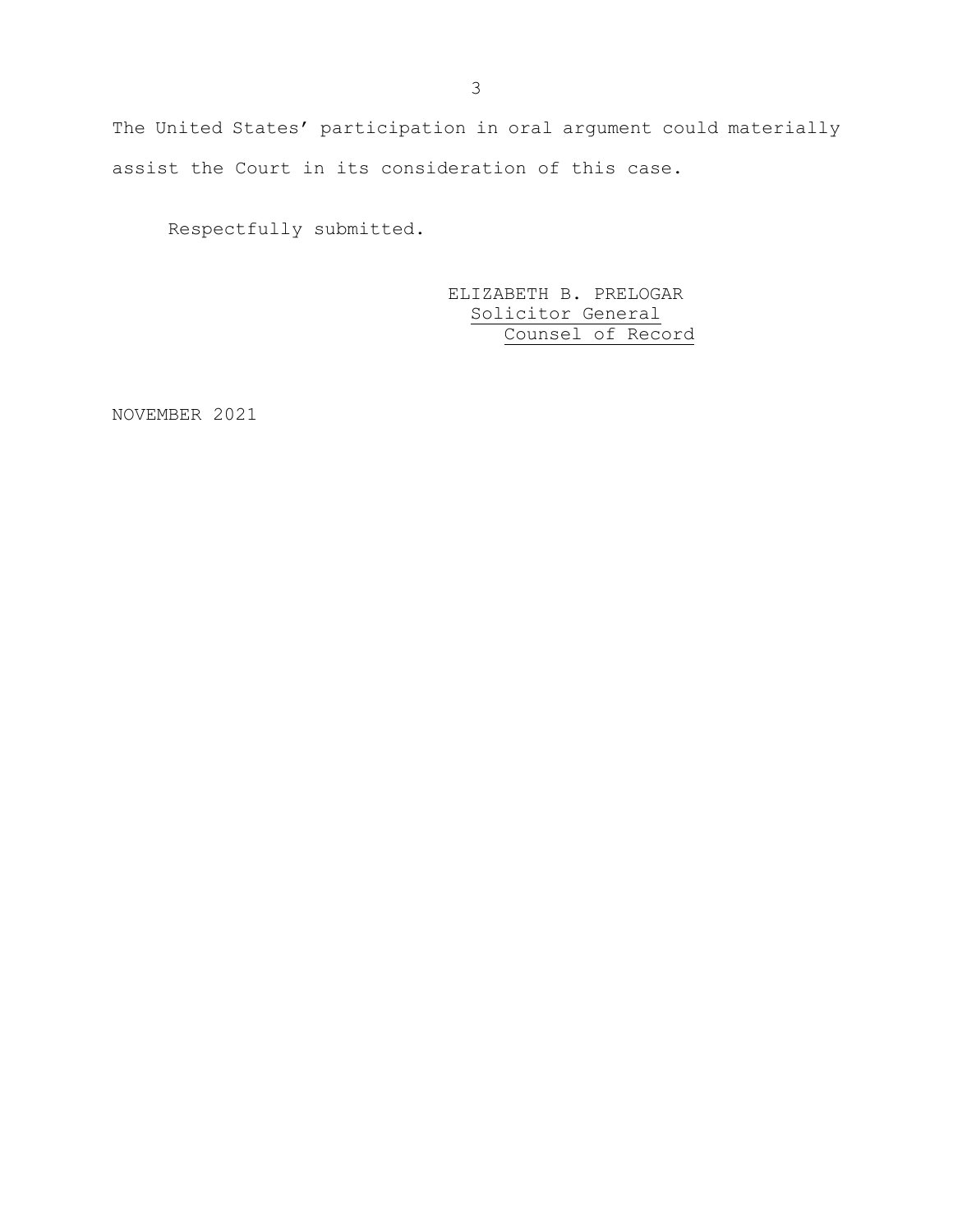The United States' participation in oral argument could materially assist the Court in its consideration of this case.

Respectfully submitted.

ELIZABETH B. PRELOGAR
*Solicitor General*
*Counsel of Record*

NOVEMBER 2021